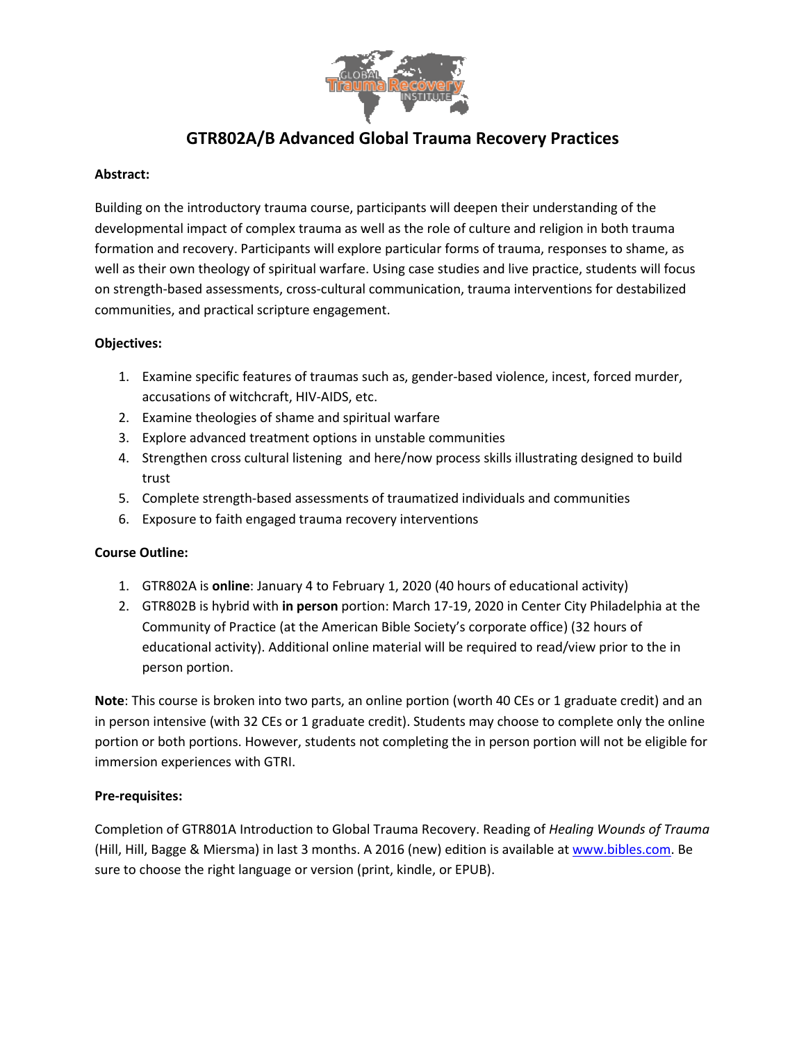# GTR802A/B Advanced Global Trauma Recovery Practices

**Abstract:**

Building on the introductory trauma course, participants will deepen their understanding of the developmental impact of complex trauma as well as the role of culture and religion in both trauma formation and recovery. Participants will explore particular forms of trauma, responses to shame, as well as their own theology of spiritual warfare. Using case studies and live practice, students will focus on strength-based assessments, cross-cultural communication, trauma interventions for destabilized communities, and practical scripture engagement.

**Objectives:**

1. Examine specific features of traumas such as, gender-based violence, incest, forced murder, accusations of witchcraft, HIV-AIDS, etc.
2. Examine theologies of shame and spiritual warfare
3. Explore advanced treatment options in unstable communities
4. Strengthen cross cultural listening and here/now process skills illustrating designed to build trust
5. Complete strength-based assessments of traumatized individuals and communities
6. Exposure to faith engaged trauma recovery interventions

**Course Outline:**

1. GTR802A is **online**: January 4 to February 1, 2020 (40 hours of educational activity)
2. GTR802B is hybrid with **in person** portion: March 17-19, 2020 in Center City Philadelphia at the Community of Practice (at the American Bible Society's corporate office) (32 hours of educational activity). Additional online material will be required to read/view prior to the in person portion.

**Note**: This course is broken into two parts, an online portion (worth 40 CEs or 1 graduate credit) and an in person intensive (with 32 CEs or 1 graduate credit). Students may choose to complete only the online portion or both portions. However, students not completing the in person portion will not be eligible for immersion experiences with GTRI.

**Pre-requisites:**

Completion of GTR801A Introduction to Global Trauma Recovery. Reading of *Healing Wounds of Trauma* (Hill, Hill, Bagge & Miersma) in last 3 months. A 2016 (new) edition is available at www.bibles.com. Be sure to choose the right language or version (print, kindle, or EPUB).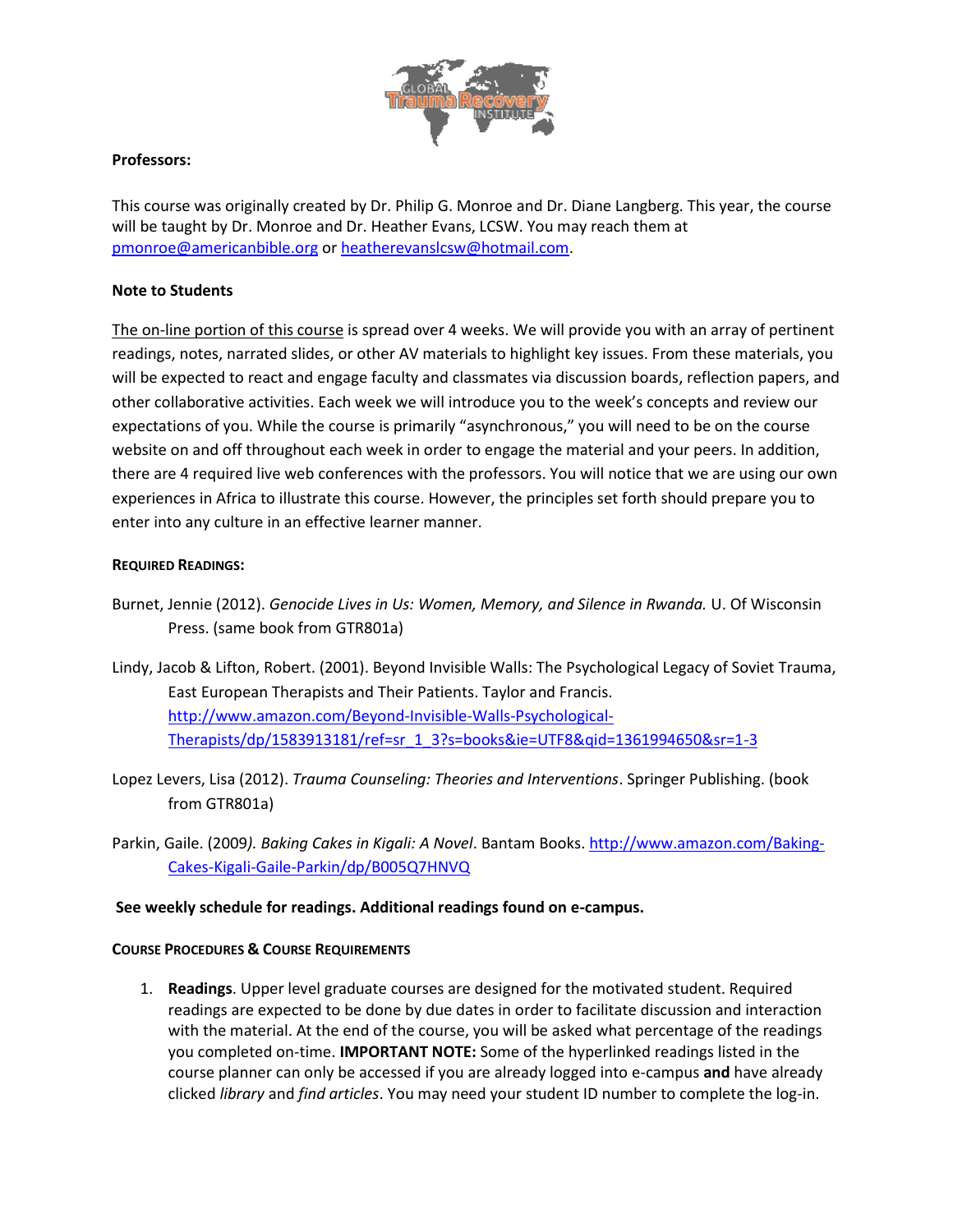**Professors:**

This course was originally created by Dr. Philip G. Monroe and Dr. Diane Langberg. This year, the course will be taught by Dr. Monroe and Dr. Heather Evans, LCSW. You may reach them at [pmonroe@americanbible.org](mailto:pmonroe@americanbible.org) or [heatherevanslcsw@hotmail.com](mailto:heatherevanslcsw@hotmail.com).

**Note to Students**

The on-line portion of this course is spread over 4 weeks. We will provide you with an array of pertinent readings, notes, narrated slides, or other AV materials to highlight key issues. From these materials, you will be expected to react and engage faculty and classmates via discussion boards, reflection papers, and other collaborative activities. Each week we will introduce you to the week's concepts and review our expectations of you. While the course is primarily "asynchronous," you will need to be on the course website on and off throughout each week in order to engage the material and your peers. In addition, there are 4 required live web conferences with the professors. You will notice that we are using our own experiences in Africa to illustrate this course. However, the principles set forth should prepare you to enter into any culture in an effective learner manner.

**REQUIRED READINGS:**

Burnet, Jennie (2012). *Genocide Lives in Us: Women, Memory, and Silence in Rwanda.* U. Of Wisconsin Press. (same book from GTR801a)

Lindy, Jacob & Lifton, Robert. (2001). Beyond Invisible Walls: The Psychological Legacy of Soviet Trauma, East European Therapists and Their Patients. Taylor and Francis. [http://www.amazon.com/Beyond-Invisible-Walls-Psychological-Therapists/dp/1583913181/ref=sr_1_3?s=books&ie=UTF8&qid=1361994650&sr=1-3](http://www.amazon.com/Beyond-Invisible-Walls-Psychological-Therapists/dp/1583913181/ref=sr_1_3?s=books&ie=UTF8&qid=1361994650&sr=1-3)

Lopez Levers, Lisa (2012). *Trauma Counseling: Theories and Interventions*. Springer Publishing. (book from GTR801a)

Parkin, Gaile. (2009*). Baking Cakes in Kigali: A Novel*. Bantam Books. [http://www.amazon.com/Baking-Cakes-Kigali-Gaile-Parkin/dp/B005Q7HNVQ](http://www.amazon.com/Baking-Cakes-Kigali-Gaile-Parkin/dp/B005Q7HNVQ)

**See weekly schedule for readings. Additional readings found on e-campus.**

**COURSE PROCEDURES & COURSE REQUIREMENTS**

1. **Readings**. Upper level graduate courses are designed for the motivated student. Required readings are expected to be done by due dates in order to facilitate discussion and interaction with the material. At the end of the course, you will be asked what percentage of the readings you completed on-time. **IMPORTANT NOTE:** Some of the hyperlinked readings listed in the course planner can only be accessed if you are already logged into e-campus **and** have already clicked *library* and *find articles*. You may need your student ID number to complete the log-in.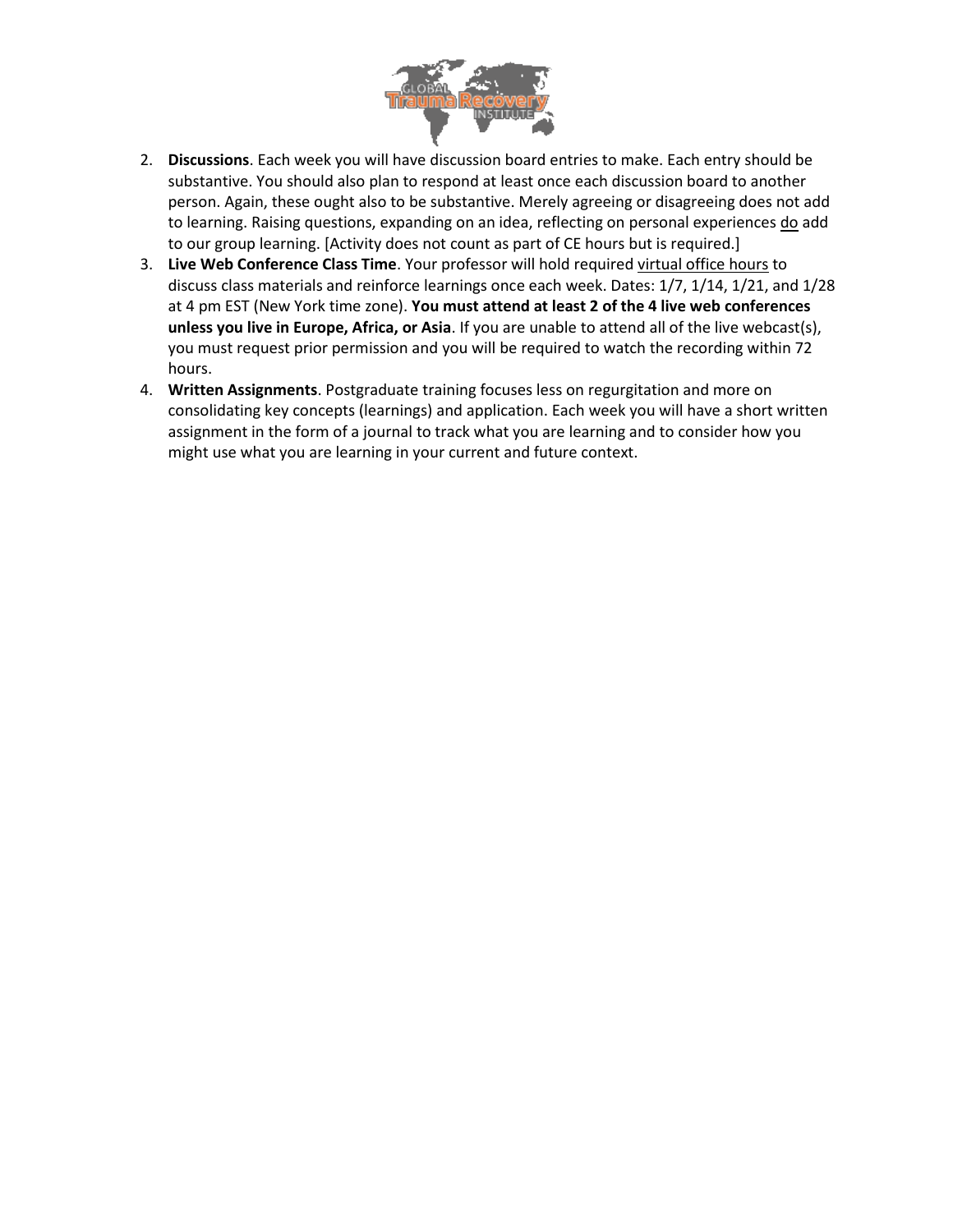2. **Discussions**. Each week you will have discussion board entries to make. Each entry should be substantive. You should also plan to respond at least once each discussion board to another person. Again, these ought also to be substantive. Merely agreeing or disagreeing does not add to learning. Raising questions, expanding on an idea, reflecting on personal experiences do add to our group learning. [Activity does not count as part of CE hours but is required.]
3. **Live Web Conference Class Time**. Your professor will hold required virtual office hours to discuss class materials and reinforce learnings once each week. Dates: 1/7, 1/14, 1/21, and 1/28 at 4 pm EST (New York time zone). **You must attend at least 2 of the 4 live web conferences unless you live in Europe, Africa, or Asia**. If you are unable to attend all of the live webcast(s), you must request prior permission and you will be required to watch the recording within 72 hours.
4. **Written Assignments**. Postgraduate training focuses less on regurgitation and more on consolidating key concepts (learnings) and application. Each week you will have a short written assignment in the form of a journal to track what you are learning and to consider how you might use what you are learning in your current and future context.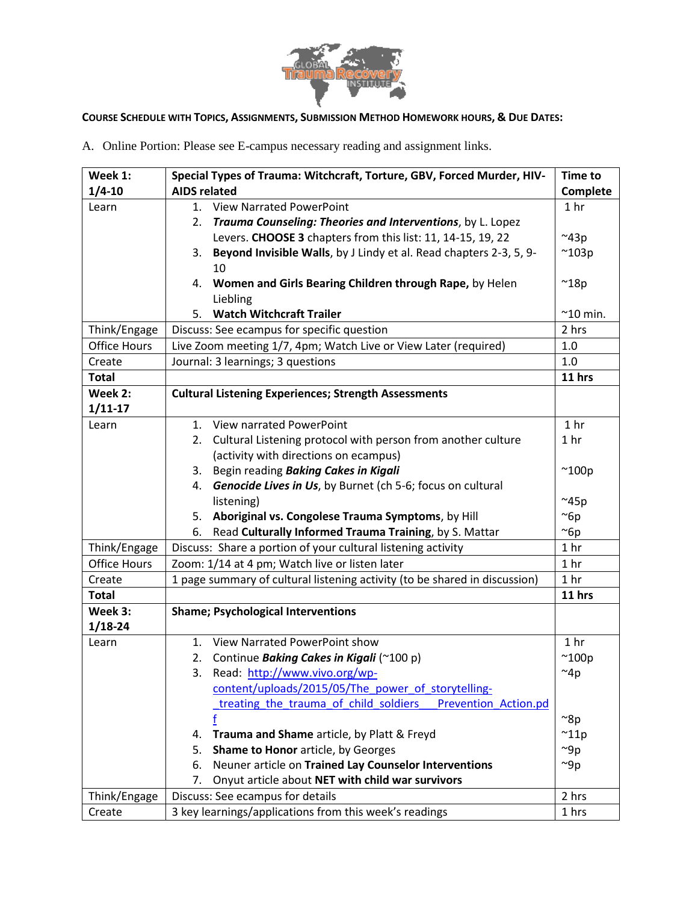**COURSE SCHEDULE WITH TOPICS, ASSIGNMENTS, SUBMISSION METHOD HOMEWORK HOURS, & DUE DATES:**

A. Online Portion: Please see E-campus necessary reading and assignment links.

| **Week 1: 1/4-10** | **Special Types of Trauma: Witchcraft, Torture, GBV, Forced Murder, HIV-AIDS related** | **Time to Complete** |
|---|---|---|
| Learn | 1. View Narrated PowerPoint<br>2. ***Trauma Counseling: Theories and Interventions***, by L. Lopez Levers. **CHOOSE 3** chapters from this list: 11, 14-15, 19, 22<br>3. **Beyond Invisible Walls**, by J Lindy et al. Read chapters 2-3, 5, 9-10<br>4. **Women and Girls Bearing Children through Rape,** by Helen Liebling<br>5. **Watch Witchcraft Trailer** | 1 hr<br>~43p<br>~103p<br>~18p<br>~10 min. |
| Think/Engage | Discuss: See ecampus for specific question | 2 hrs |
| Office Hours | Live Zoom meeting 1/7, 4pm; Watch Live or View Later (required) | 1.0 |
| Create | Journal: 3 learnings; 3 questions | 1.0 |
| **Total** | | **11 hrs** |
| **Week 2: 1/11-17** | **Cultural Listening Experiences; Strength Assessments** | |
| Learn | 1. View narrated PowerPoint<br>2. Cultural Listening protocol with person from another culture (activity with directions on ecampus)<br>3. Begin reading ***Baking Cakes in Kigali***<br>4. ***Genocide Lives in Us***, by Burnet (ch 5-6; focus on cultural listening)<br>5. **Aboriginal vs. Congolese Trauma Symptoms**, by Hill<br>6. Read **Culturally Informed Trauma Training**, by S. Mattar | 1 hr<br>1 hr<br>~100p<br>~45p<br>~6p<br>~6p |
| Think/Engage | Discuss: Share a portion of your cultural listening activity | 1 hr |
| Office Hours | Zoom: 1/14 at 4 pm; Watch live or listen later | 1 hr |
| Create | 1 page summary of cultural listening activity (to be shared in discussion) | 1 hr |
| **Total** | | **11 hrs** |
| **Week 3: 1/18-24** | **Shame; Psychological Interventions** | |
| Learn | 1. View Narrated PowerPoint show<br>2. Continue ***Baking Cakes in Kigali*** (~100 p)<br>3. Read: [http://www.vivo.org/wp-content/uploads/2015/05/The_power_of_storytelling-_treating_the_trauma_of_child_soldiers___Prevention_Action.pdf](http://www.vivo.org/wp-content/uploads/2015/05/The_power_of_storytelling-_treating_the_trauma_of_child_soldiers___Prevention_Action.pdf)<br>4. **Trauma and Shame** article, by Platt & Freyd<br>5. **Shame to Honor** article, by Georges<br>6. Neuner article on **Trained Lay Counselor Interventions**<br>7. Onyut article about **NET with child war survivors** | 1 hr<br>~100p<br>~4p<br>~8p<br>~11p<br>~9p<br>~9p |
| Think/Engage | Discuss: See ecampus for details | 2 hrs |
| Create | 3 key learnings/applications from this week's readings | 1 hrs |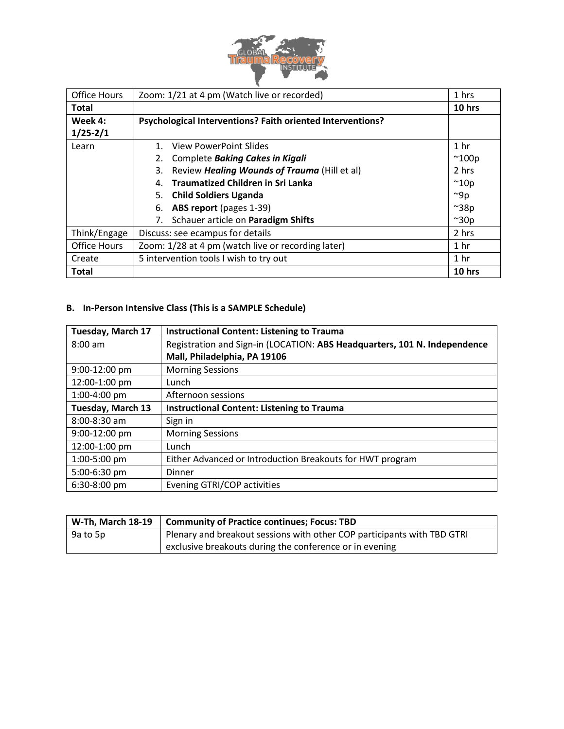| | | |
|---|---|---|
| Office Hours | Zoom: 1/21 at 4 pm (Watch live or recorded) | 1 hrs |
| **Total** | | **10 hrs** |
| **Week 4: 1/25-2/1** | **Psychological Interventions? Faith oriented Interventions?** | |
| Learn | 1. View PowerPoint Slides<br>2. Complete ***Baking Cakes in Kigali***<br>3. Review ***Healing Wounds of Trauma*** (Hill et al)<br>4. **Traumatized Children in Sri Lanka**<br>5. **Child Soldiers Uganda**<br>6. **ABS report** (pages 1-39)<br>7. Schauer article on **Paradigm Shifts** | 1 hr<br>~100p<br>2 hrs<br>~10p<br>~9p<br>~38p<br>~30p |
| Think/Engage | Discuss: see ecampus for details | 2 hrs |
| Office Hours | Zoom: 1/28 at 4 pm (watch live or recording later) | 1 hr |
| Create | 5 intervention tools I wish to try out | 1 hr |
| **Total** | | **10 hrs** |

**B. In-Person Intensive Class (This is a SAMPLE Schedule)**

| **Tuesday, March 17** | **Instructional Content: Listening to Trauma** |
|---|---|
| 8:00 am | Registration and Sign-in (LOCATION: **ABS Headquarters, 101 N. Independence Mall, Philadelphia, PA 19106** |
| 9:00-12:00 pm | Morning Sessions |
| 12:00-1:00 pm | Lunch |
| 1:00-4:00 pm | Afternoon sessions |
| **Tuesday, March 13** | **Instructional Content: Listening to Trauma** |
| 8:00-8:30 am | Sign in |
| 9:00-12:00 pm | Morning Sessions |
| 12:00-1:00 pm | Lunch |
| 1:00-5:00 pm | Either Advanced or Introduction Breakouts for HWT program |
| 5:00-6:30 pm | Dinner |
| 6:30-8:00 pm | Evening GTRI/COP activities |

| **W-Th, March 18-19** | **Community of Practice continues; Focus: TBD** |
|---|---|
| 9a to 5p | Plenary and breakout sessions with other COP participants with TBD GTRI exclusive breakouts during the conference or in evening |